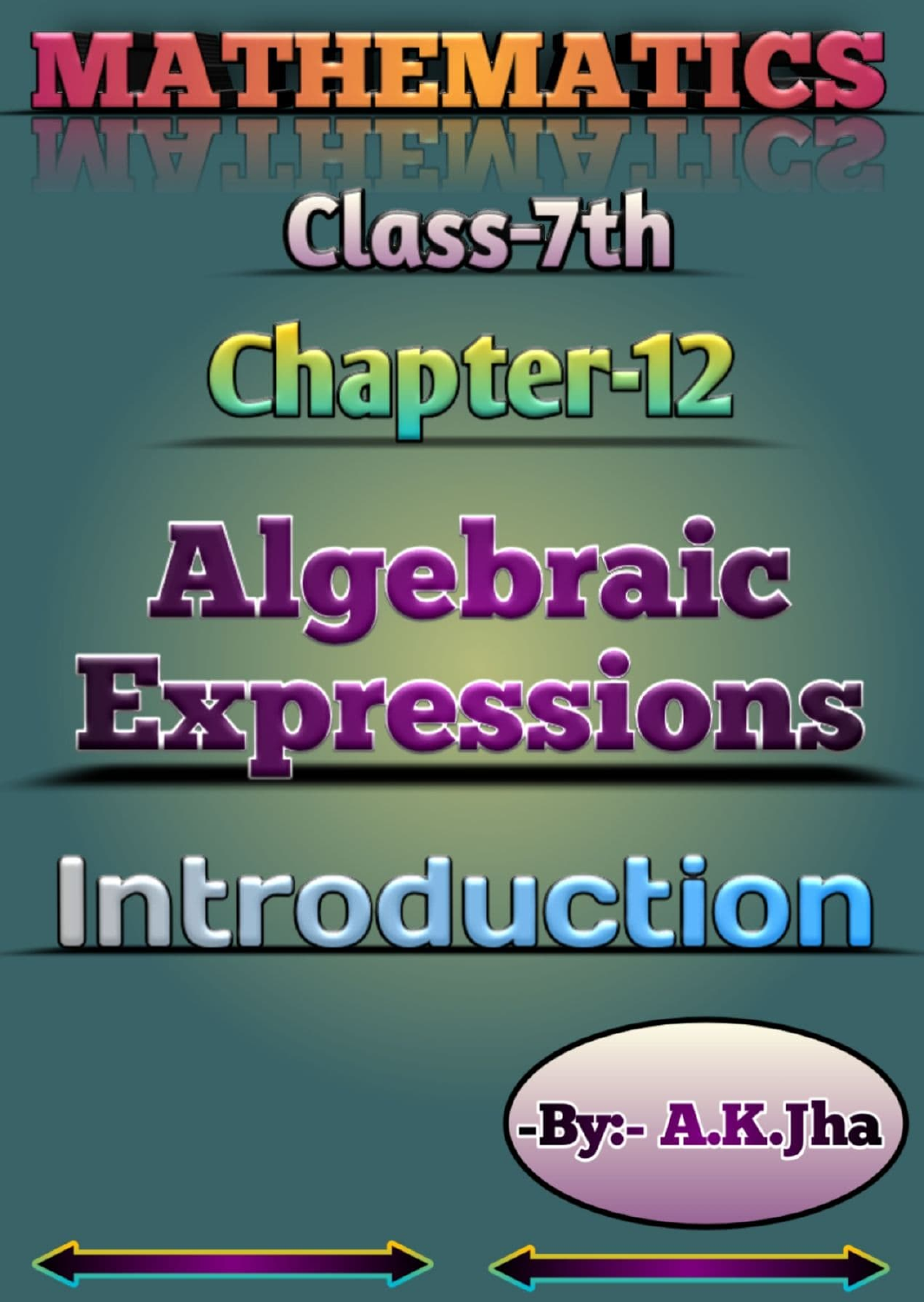# MATHEMATICS

## Class-7th

## Chapter-12

# Algebraic Expressions

## Introduction

-By:- A.K.Jha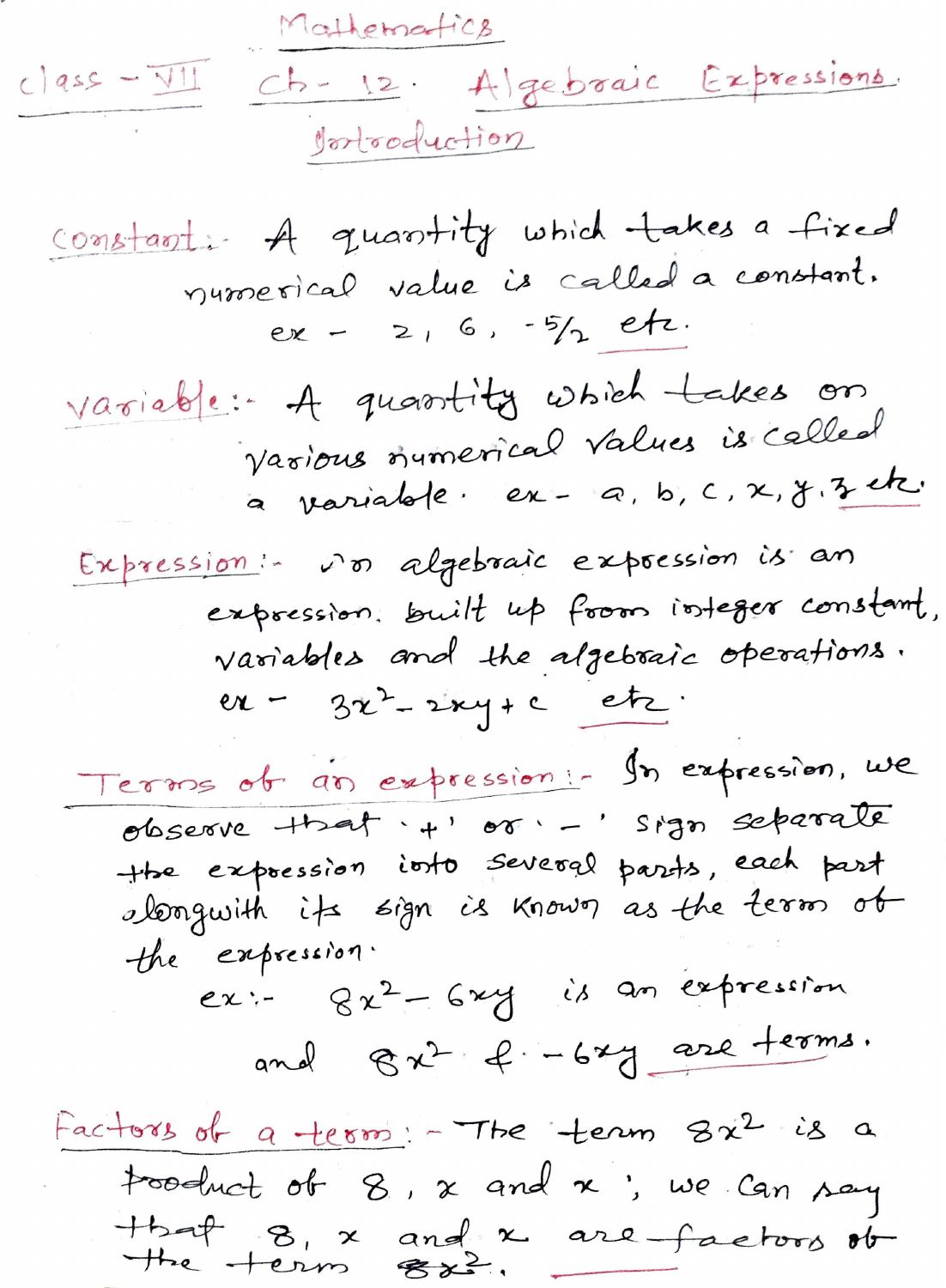# Mathematics

Class - VII　　Ch - 12. Algebraic Expressions.

## Introduction

**Constant:-** A quantity which takes a fixed numerical value is called a constant.

ex - $2, 6, -5/2$ etc.

**Variable:-** A quantity which takes on various numerical values is called a variable. ex - $a, b, c, x, y, z$ etc.

**Expression:-** An algebraic expression is an expression built up from integer constant, variables and the algebraic operations.

ex - $3x^2 - 2xy + c$ etc.

**Terms of an expression:-** In expression, we observe that '+' or '−' sign separate the expression into several parts, each part alongwith its sign is known as the term of the expression.

ex:- $8x^2 - 6xy$ is an expression

and $8x^2$ & $-6xy$ are terms.

**Factors of a term:-** The term $8x^2$ is a product of $8$, $x$ and $x$; we can say that $8$, $x$ and $x$ are factors of the term $8x^2$.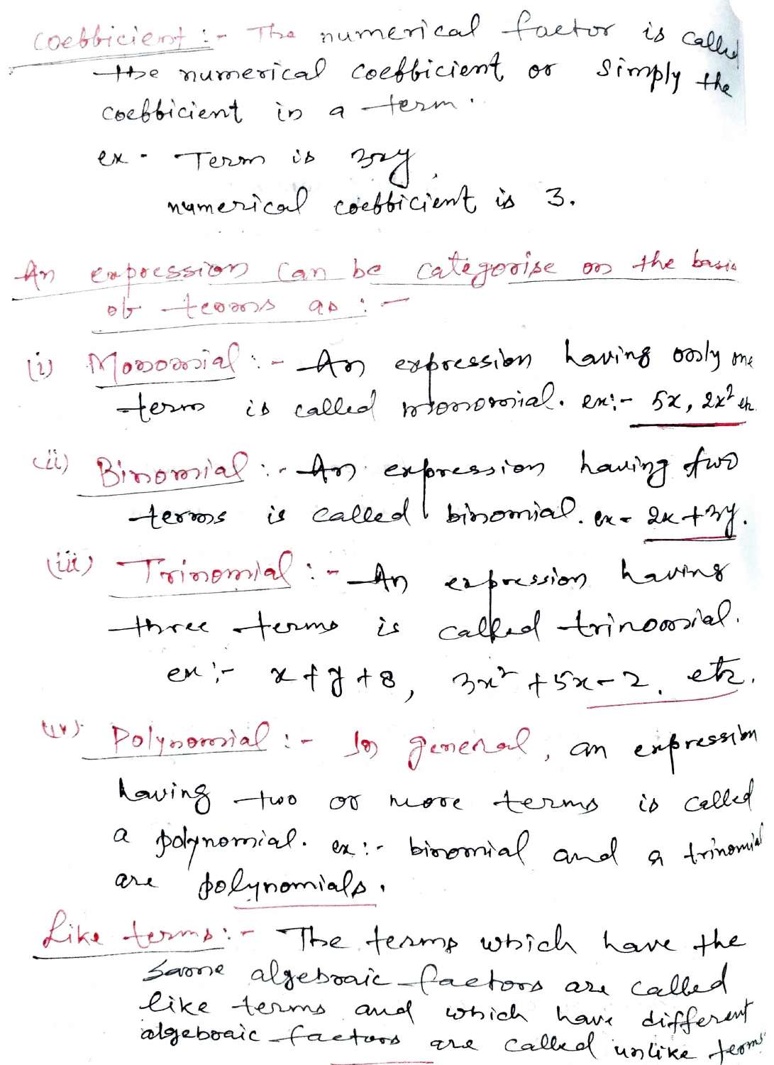**Coefficient :-** The numerical factor is called the numerical coefficient or simply the coefficient in a term.

ex. Term is $3xy$.
numerical coefficient is 3.

**An expression can be categorise on the basis of terms as :-**

(i) **Monomial :-** An expression having only one term is called monomial. ex:- $5x$, $2x^2$ etc.

(ii) **Binomial :-** An expression having two terms is called binomial. ex- $2x+3y$.

(iii) **Trinomial :-** An expression having three terms is called trinomial.
ex:- $x+y+8$, $3x^2+5x-2$, etc.

(iv) **Polynomial :-** In general, an expression having two or more terms is called a polynomial. ex:- binomial and a trinomial are polynomials.

**Like terms :-** The terms which have the same algebraic factors are called like terms and which have different algebraic factors are called unlike terms.